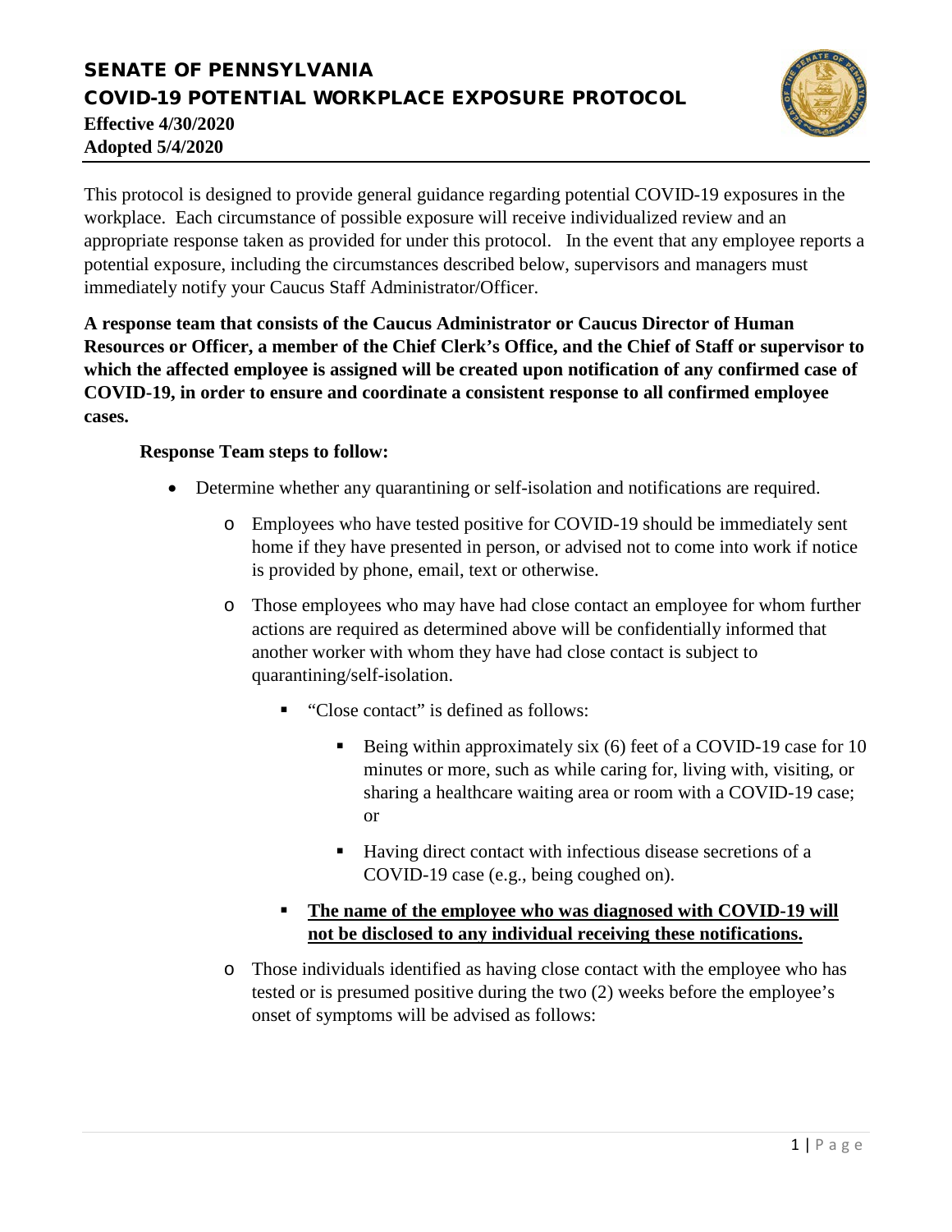# SENATE OF PENNSYLVANIA

## COVID-19 POTENTIAL WORKPLACE EXPOSURE PROTOCOL

**Effective 4/30/2020**
**Adopted 5/4/2020**

This protocol is designed to provide general guidance regarding potential COVID-19 exposures in the workplace. Each circumstance of possible exposure will receive individualized review and an appropriate response taken as provided for under this protocol. In the event that any employee reports a potential exposure, including the circumstances described below, supervisors and managers must immediately notify your Caucus Staff Administrator/Officer.

**A response team that consists of the Caucus Administrator or Caucus Director of Human Resources or Officer, a member of the Chief Clerk's Office, and the Chief of Staff or supervisor to which the affected employee is assigned will be created upon notification of any confirmed case of COVID-19, in order to ensure and coordinate a consistent response to all confirmed employee cases.**

**Response Team steps to follow:**

- Determine whether any quarantining or self-isolation and notifications are required.
  - Employees who have tested positive for COVID-19 should be immediately sent home if they have presented in person, or advised not to come into work if notice is provided by phone, email, text or otherwise.
  - Those employees who may have had close contact an employee for whom further actions are required as determined above will be confidentially informed that another worker with whom they have had close contact is subject to quarantining/self-isolation.
    - "Close contact" is defined as follows:
      - Being within approximately six (6) feet of a COVID-19 case for 10 minutes or more, such as while caring for, living with, visiting, or sharing a healthcare waiting area or room with a COVID-19 case; or
      - Having direct contact with infectious disease secretions of a COVID-19 case (e.g., being coughed on).
    - **<u>The name of the employee who was diagnosed with COVID-19 will not be disclosed to any individual receiving these notifications.</u>**
  - Those individuals identified as having close contact with the employee who has tested or is presumed positive during the two (2) weeks before the employee's onset of symptoms will be advised as follows: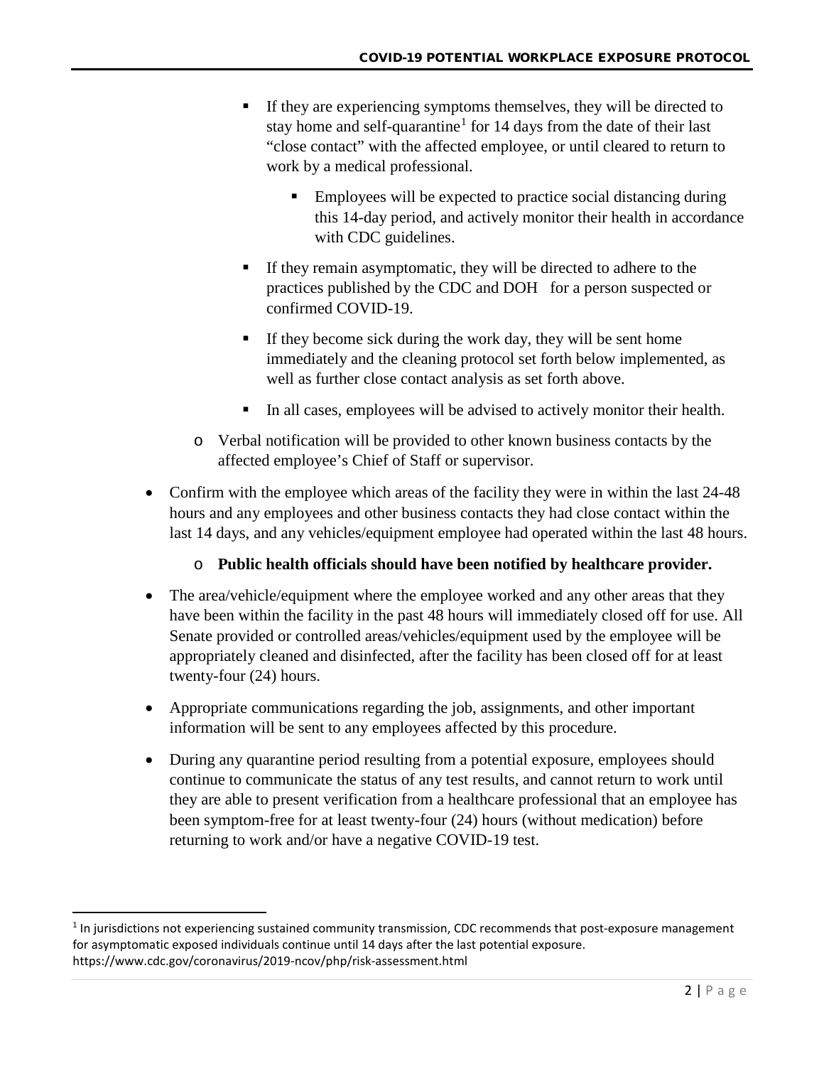- If they are experiencing symptoms themselves, they will be directed to stay home and self-quarantine[1] for 14 days from the date of their last "close contact" with the affected employee, or until cleared to return to work by a medical professional.
  - Employees will be expected to practice social distancing during this 14-day period, and actively monitor their health in accordance with CDC guidelines.
- If they remain asymptomatic, they will be directed to adhere to the practices published by the CDC and DOH for a person suspected or confirmed COVID-19.
- If they become sick during the work day, they will be sent home immediately and the cleaning protocol set forth below implemented, as well as further close contact analysis as set forth above.
- In all cases, employees will be advised to actively monitor their health.

  - Verbal notification will be provided to other known business contacts by the affected employee's Chief of Staff or supervisor.

- Confirm with the employee which areas of the facility they were in within the last 24-48 hours and any employees and other business contacts they had close contact within the last 14 days, and any vehicles/equipment employee had operated within the last 48 hours.
  - **Public health officials should have been notified by healthcare provider.**
- The area/vehicle/equipment where the employee worked and any other areas that they have been within the facility in the past 48 hours will immediately closed off for use. All Senate provided or controlled areas/vehicles/equipment used by the employee will be appropriately cleaned and disinfected, after the facility has been closed off for at least twenty-four (24) hours.
- Appropriate communications regarding the job, assignments, and other important information will be sent to any employees affected by this procedure.
- During any quarantine period resulting from a potential exposure, employees should continue to communicate the status of any test results, and cannot return to work until they are able to present verification from a healthcare professional that an employee has been symptom-free for at least twenty-four (24) hours (without medication) before returning to work and/or have a negative COVID-19 test.

---

[1] In jurisdictions not experiencing sustained community transmission, CDC recommends that post-exposure management for asymptomatic exposed individuals continue until 14 days after the last potential exposure. https://www.cdc.gov/coronavirus/2019-ncov/php/risk-assessment.html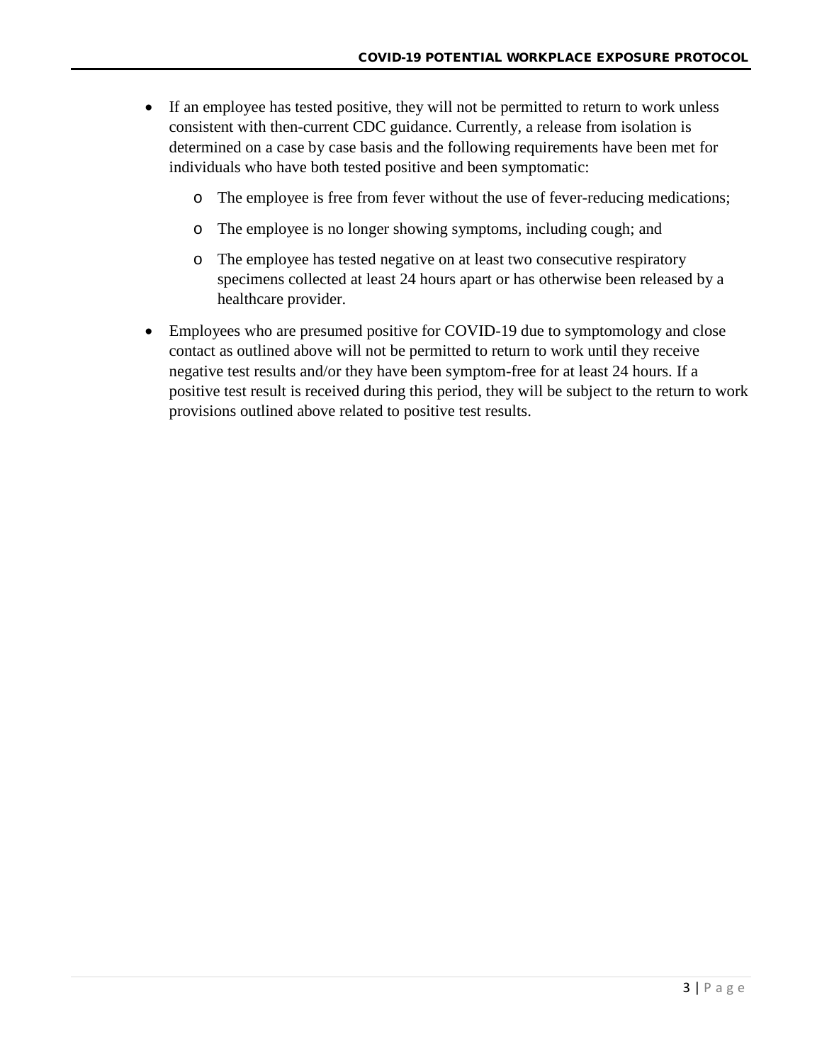- If an employee has tested positive, they will not be permitted to return to work unless consistent with then-current CDC guidance. Currently, a release from isolation is determined on a case by case basis and the following requirements have been met for individuals who have both tested positive and been symptomatic:
  - The employee is free from fever without the use of fever-reducing medications;
  - The employee is no longer showing symptoms, including cough; and
  - The employee has tested negative on at least two consecutive respiratory specimens collected at least 24 hours apart or has otherwise been released by a healthcare provider.
- Employees who are presumed positive for COVID-19 due to symptomology and close contact as outlined above will not be permitted to return to work until they receive negative test results and/or they have been symptom-free for at least 24 hours. If a positive test result is received during this period, they will be subject to the return to work provisions outlined above related to positive test results.